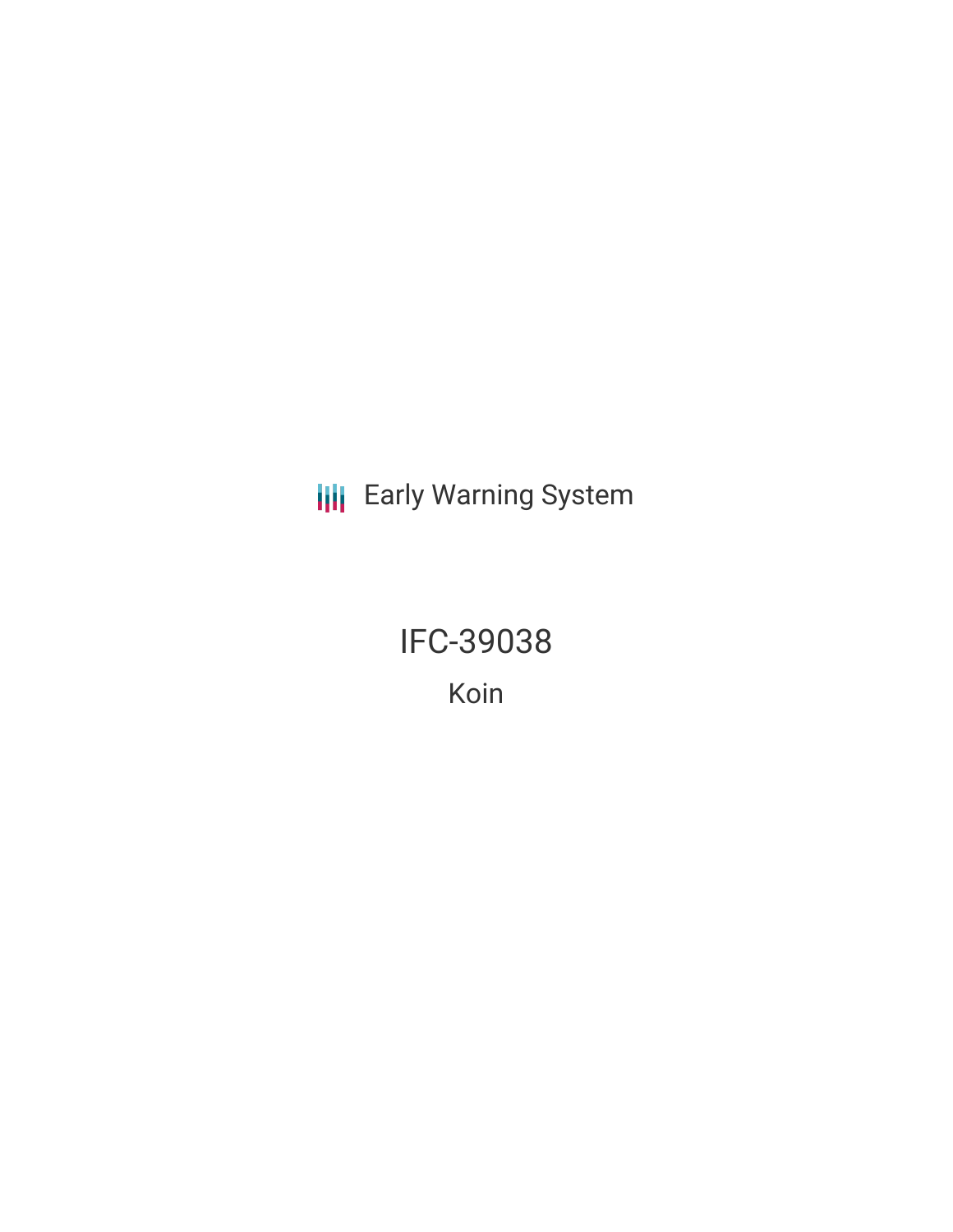Early Warning System

# IFC-39038

## Koin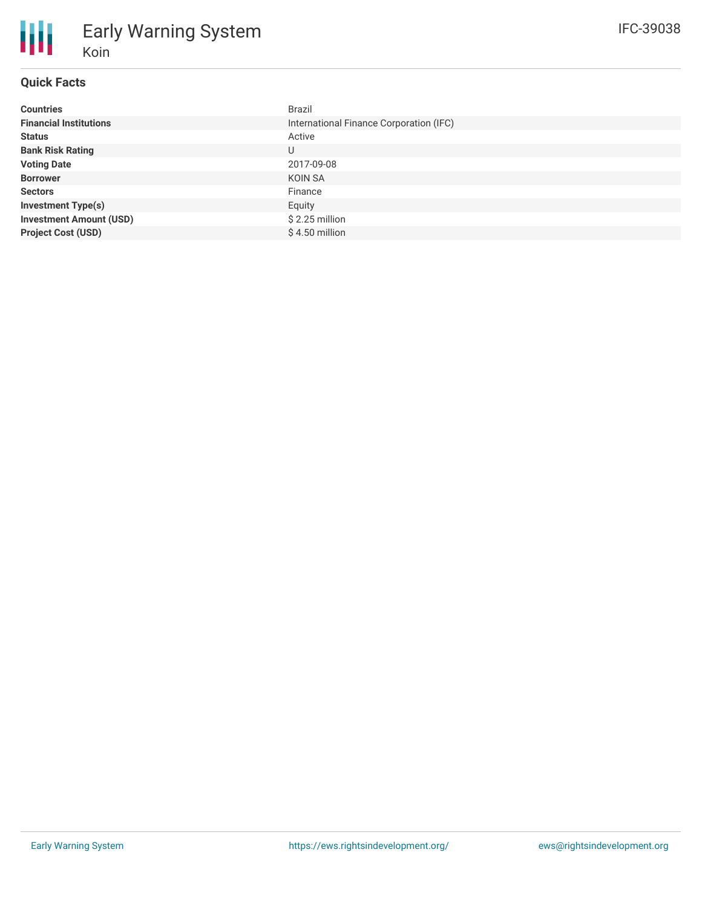# Early Warning System

## Koin

IFC-39038

### Quick Facts

| | |
|---|---|
| **Countries** | Brazil |
| **Financial Institutions** | International Finance Corporation (IFC) |
| **Status** | Active |
| **Bank Risk Rating** | U |
| **Voting Date** | 2017-09-08 |
| **Borrower** | KOIN SA |
| **Sectors** | Finance |
| **Investment Type(s)** | Equity |
| **Investment Amount (USD)** | $ 2.25 million |
| **Project Cost (USD)** | $ 4.50 million |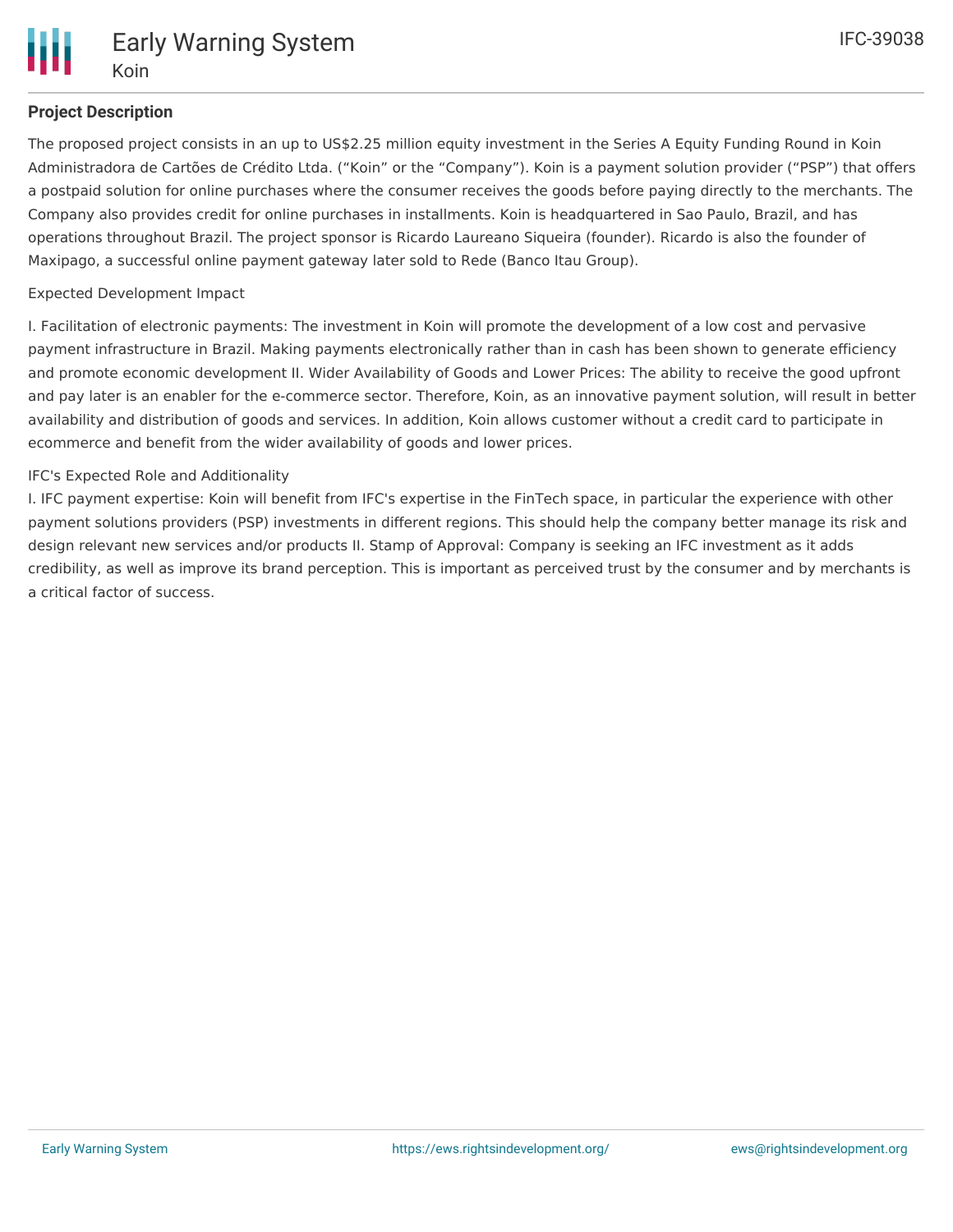## Project Description

The proposed project consists in an up to US$2.25 million equity investment in the Series A Equity Funding Round in Koin Administradora de Cartões de Crédito Ltda. ("Koin" or the "Company"). Koin is a payment solution provider ("PSP") that offers a postpaid solution for online purchases where the consumer receives the goods before paying directly to the merchants. The Company also provides credit for online purchases in installments. Koin is headquartered in Sao Paulo, Brazil, and has operations throughout Brazil. The project sponsor is Ricardo Laureano Siqueira (founder). Ricardo is also the founder of Maxipago, a successful online payment gateway later sold to Rede (Banco Itau Group).

Expected Development Impact

I. Facilitation of electronic payments: The investment in Koin will promote the development of a low cost and pervasive payment infrastructure in Brazil. Making payments electronically rather than in cash has been shown to generate efficiency and promote economic development II. Wider Availability of Goods and Lower Prices: The ability to receive the good upfront and pay later is an enabler for the e-commerce sector. Therefore, Koin, as an innovative payment solution, will result in better availability and distribution of goods and services. In addition, Koin allows customer without a credit card to participate in ecommerce and benefit from the wider availability of goods and lower prices.

IFC's Expected Role and Additionality

I. IFC payment expertise: Koin will benefit from IFC's expertise in the FinTech space, in particular the experience with other payment solutions providers (PSP) investments in different regions. This should help the company better manage its risk and design relevant new services and/or products II. Stamp of Approval: Company is seeking an IFC investment as it adds credibility, as well as improve its brand perception. This is important as perceived trust by the consumer and by merchants is a critical factor of success.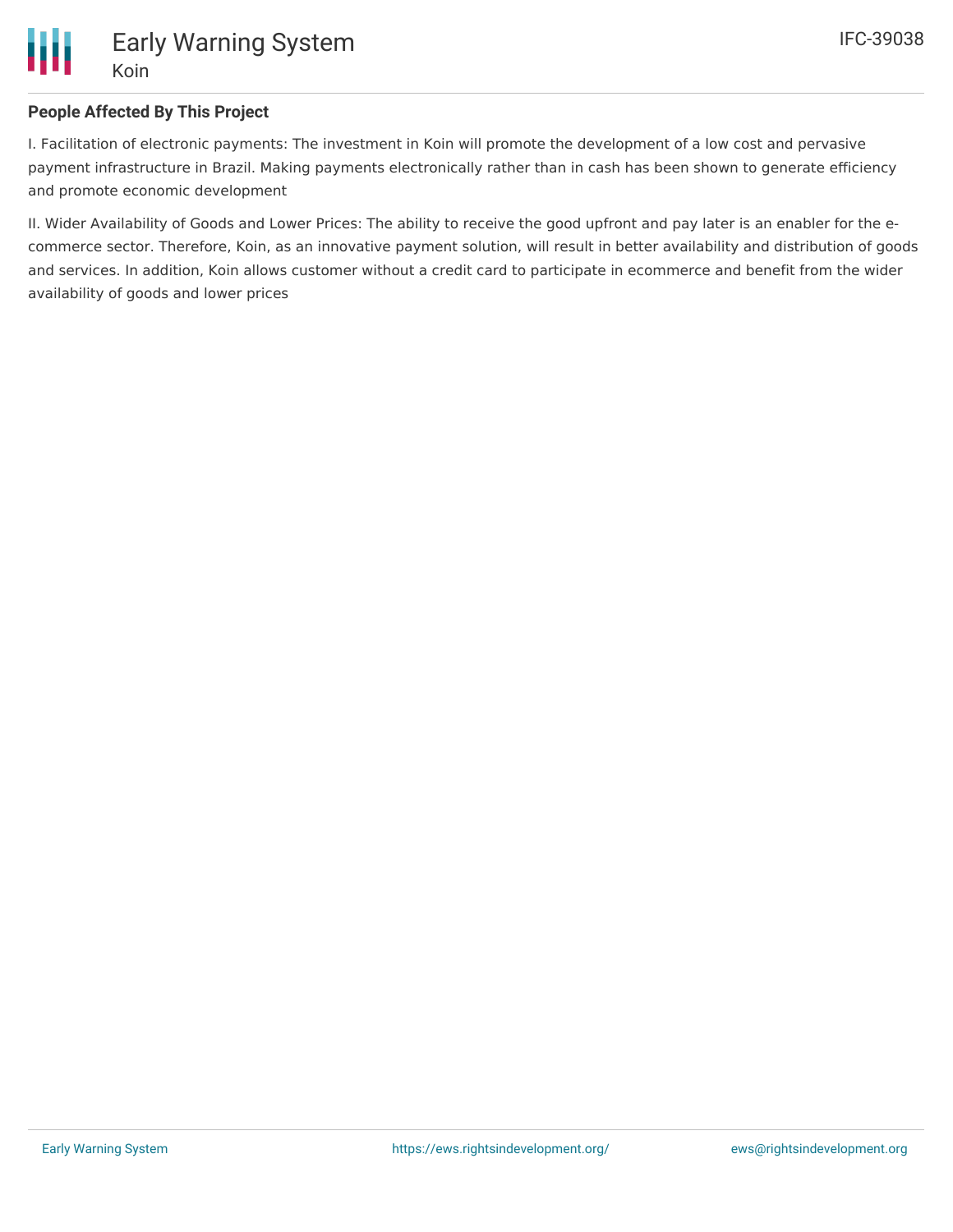## People Affected By This Project

I. Facilitation of electronic payments: The investment in Koin will promote the development of a low cost and pervasive payment infrastructure in Brazil. Making payments electronically rather than in cash has been shown to generate efficiency and promote economic development

II. Wider Availability of Goods and Lower Prices: The ability to receive the good upfront and pay later is an enabler for the e-commerce sector. Therefore, Koin, as an innovative payment solution, will result in better availability and distribution of goods and services. In addition, Koin allows customer without a credit card to participate in ecommerce and benefit from the wider availability of goods and lower prices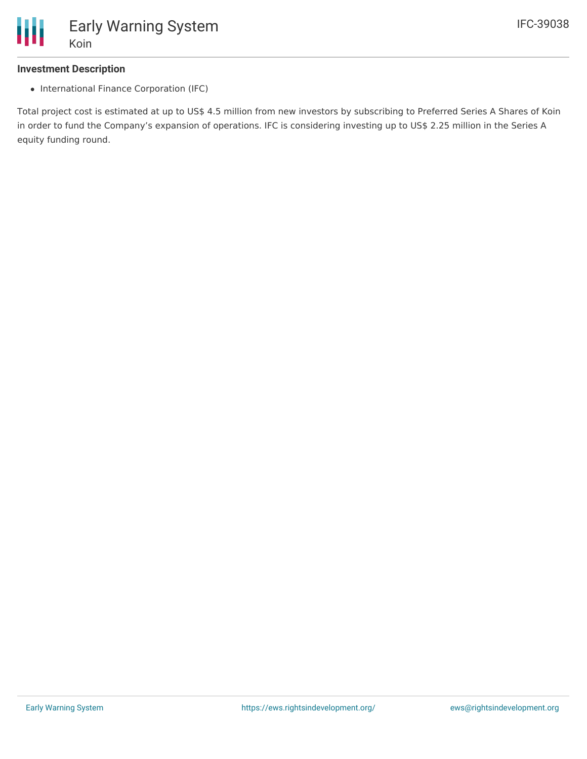# Early Warning System

## Koin

IFC-39038

### Investment Description

- International Finance Corporation (IFC)

Total project cost is estimated at up to US$ 4.5 million from new investors by subscribing to Preferred Series A Shares of Koin in order to fund the Company's expansion of operations. IFC is considering investing up to US$ 2.25 million in the Series A equity funding round.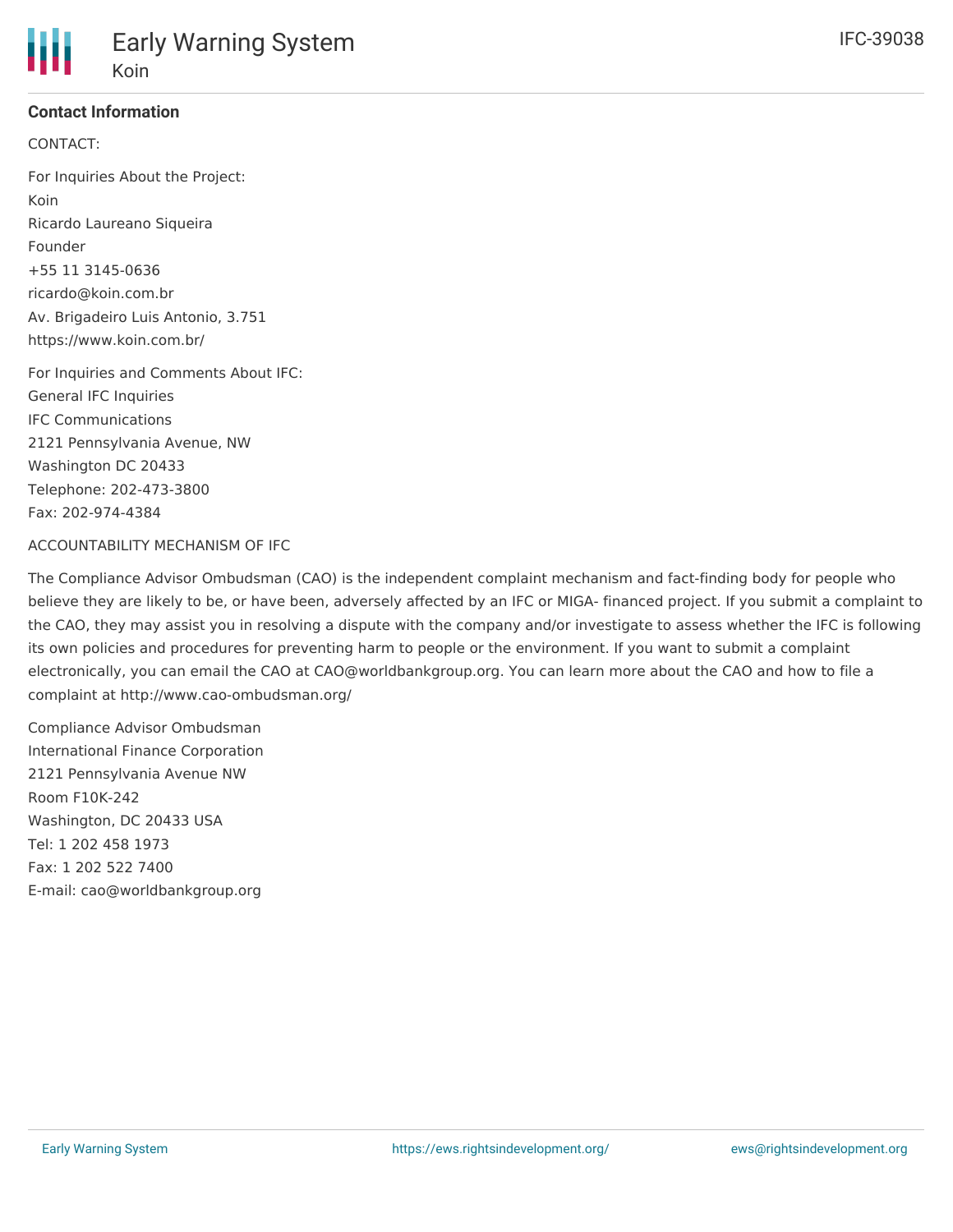**Contact Information**

CONTACT:

For Inquiries About the Project:
Koin
Ricardo Laureano Siqueira
Founder
+55 11 3145-0636
ricardo@koin.com.br
Av. Brigadeiro Luis Antonio, 3.751
https://www.koin.com.br/

For Inquiries and Comments About IFC:
General IFC Inquiries
IFC Communications
2121 Pennsylvania Avenue, NW
Washington DC 20433
Telephone: 202-473-3800
Fax: 202-974-4384

ACCOUNTABILITY MECHANISM OF IFC

The Compliance Advisor Ombudsman (CAO) is the independent complaint mechanism and fact-finding body for people who believe they are likely to be, or have been, adversely affected by an IFC or MIGA- financed project. If you submit a complaint to the CAO, they may assist you in resolving a dispute with the company and/or investigate to assess whether the IFC is following its own policies and procedures for preventing harm to people or the environment. If you want to submit a complaint electronically, you can email the CAO at CAO@worldbankgroup.org. You can learn more about the CAO and how to file a complaint at http://www.cao-ombudsman.org/

Compliance Advisor Ombudsman
International Finance Corporation
2121 Pennsylvania Avenue NW
Room F10K-242
Washington, DC 20433 USA
Tel: 1 202 458 1973
Fax: 1 202 522 7400
E-mail: cao@worldbankgroup.org